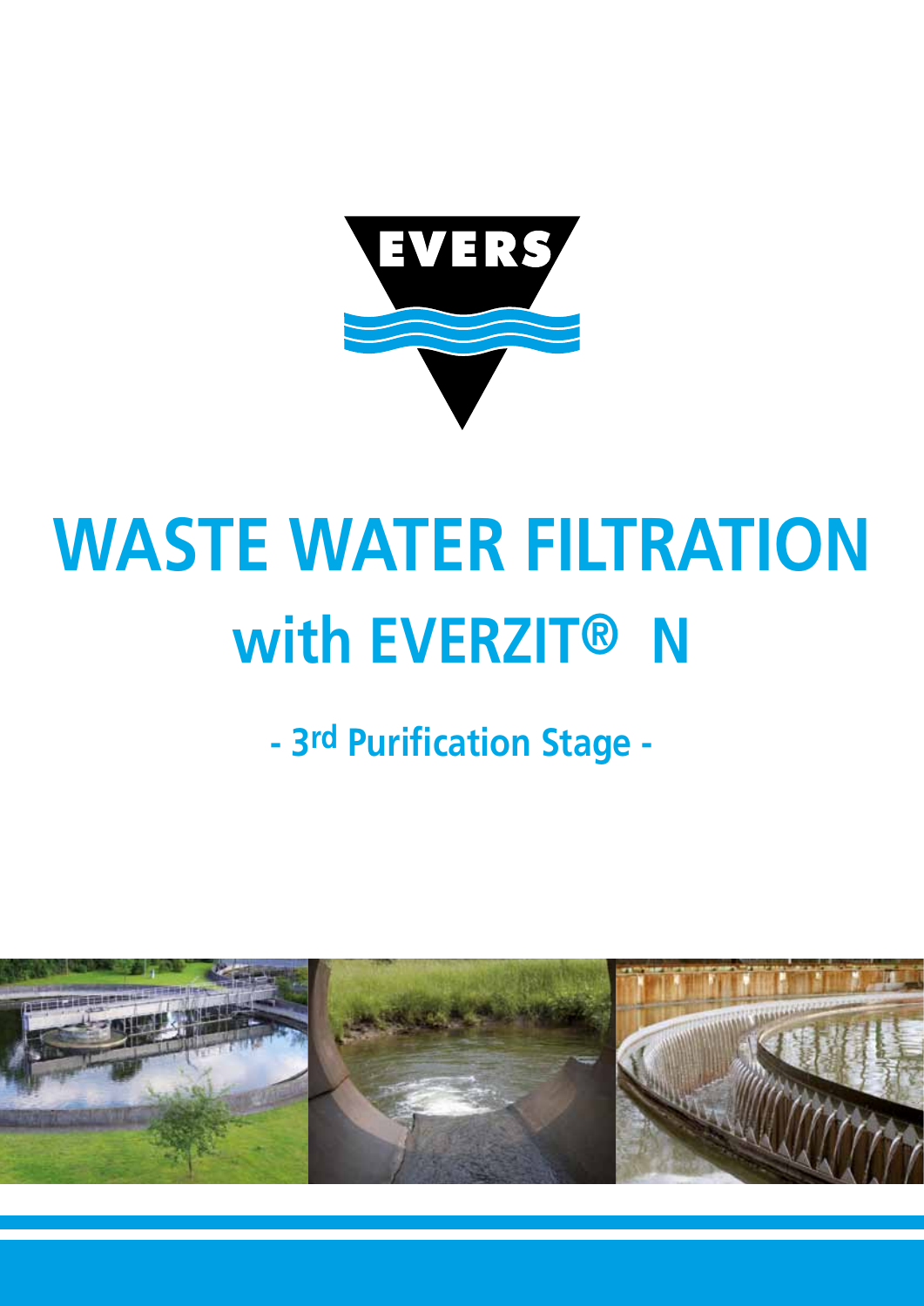EVERS

# WASTE WATER FILTRATION
# with EVERZIT® N

## - 3rd Purification Stage -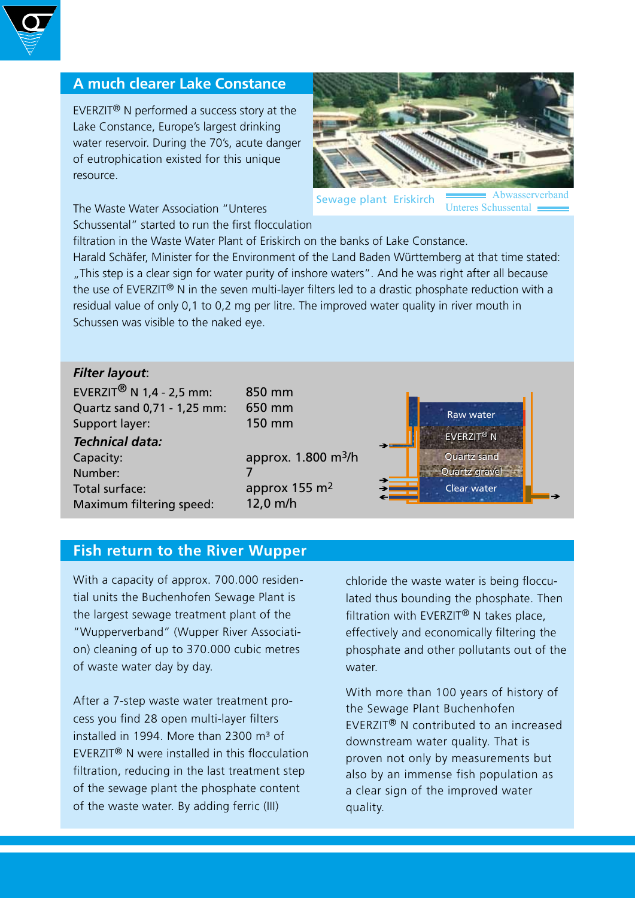## A much clearer Lake Constance

EVERZIT® N performed a success story at the Lake Constance, Europe's largest drinking water reservoir. During the 70's, acute danger of eutrophication existed for this unique resource.

Sewage plant Eriskirch

Abwasserverband Unteres Schussental

The Waste Water Association "Unteres Schussental" started to run the first flocculation filtration in the Waste Water Plant of Eriskirch on the banks of Lake Constance. Harald Schäfer, Minister for the Environment of the Land Baden Württemberg at that time stated: „This step is a clear sign for water purity of inshore waters". And he was right after all because the use of EVERZIT® N in the seven multi-layer filters led to a drastic phosphate reduction with a residual value of only 0,1 to 0,2 mg per litre. The improved water quality in river mouth in Schussen was visible to the naked eye.

***Filter layout*:**

| | |
|---|---|
| EVERZIT® N 1,4 - 2,5 mm: | 850 mm |
| Quartz sand 0,71 - 1,25 mm: | 650 mm |
| Support layer: | 150 mm |

***Technical data:***

| | |
|---|---|
| Capacity: | approx. 1.800 $m^3/h$ |
| Number: | 7 |
| Total surface: | approx 155 $m^2$ |
| Maximum filtering speed: | 12,0 m/h |

Raw water
EVERZIT® N
Quartz sand
Quartz gravel
Clear water

## Fish return to the River Wupper

With a capacity of approx. 700.000 residential units the Buchenhofen Sewage Plant is the largest sewage treatment plant of the "Wupperverband" (Wupper River Association) cleaning of up to 370.000 cubic metres of waste water day by day.

After a 7-step waste water treatment process you find 28 open multi-layer filters installed in 1994. More than 2300 m³ of EVERZIT® N were installed in this flocculation filtration, reducing in the last treatment step of the sewage plant the phosphate content of the waste water. By adding ferric (III) chloride the waste water is being flocculated thus bounding the phosphate. Then filtration with EVERZIT® N takes place, effectively and economically filtering the phosphate and other pollutants out of the water.

With more than 100 years of history of the Sewage Plant Buchenhofen EVERZIT® N contributed to an increased downstream water quality. That is proven not only by measurements but also by an immense fish population as a clear sign of the improved water quality.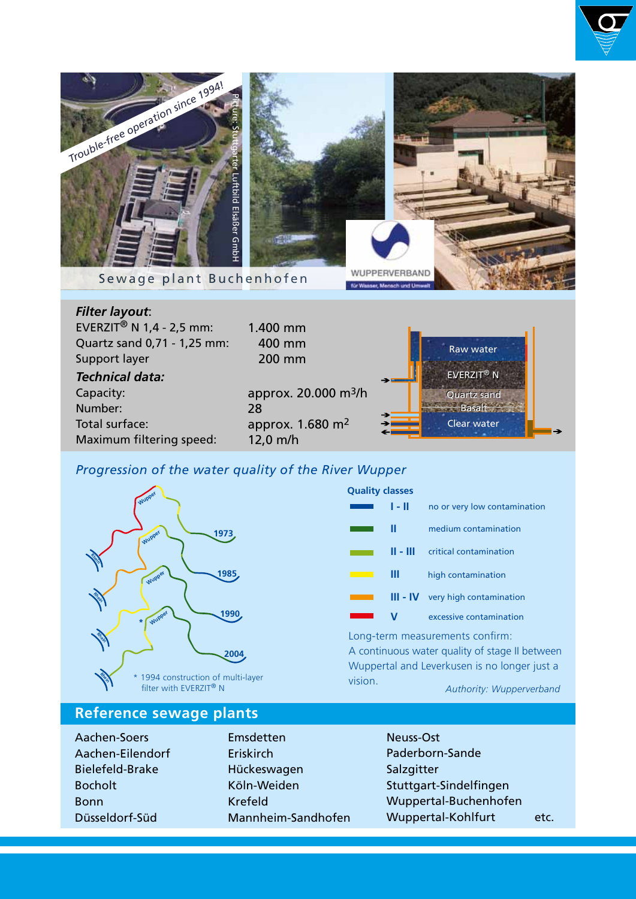Trouble-free operation since 1994!

Picture: Stuttgarter Luftbild Elsäßer GmbH

Sewage plant Buchenhofen

WUPPERVERBAND
für Wasser, Mensch und Umwelt

***Filter layout***:

| | |
|---|---|
| EVERZIT® N 1,4 - 2,5 mm: | 1.400 mm |
| Quartz sand 0,71 - 1,25 mm: | 400 mm |
| Support layer | 200 mm |

***Technical data:***

| | |
|---|---|
| Capacity: | approx. 20.000 $m^3$/h |
| Number: | 28 |
| Total surface: | approx. 1.680 $m^2$ |
| Maximum filtering speed: | 12,0 m/h |

Raw water
EVERZIT® N
Quartz sand
Basalt
Clear water

*Progression of the water quality of the River Wupper*

1973
1985
1990
2004

\* 1994 construction of multi-layer filter with EVERZIT® N

**Quality classes**

| | |
|---|---|
| I - II | no or very low contamination |
| II | medium contamination |
| II - III | critical contamination |
| III | high contamination |
| III - IV | very high contamination |
| V | excessive contamination |

Long-term measurements confirm:
A continuous water quality of stage II between Wuppertal and Leverkusen is no longer just a vision.

*Authority: Wupperverband*

## Reference sewage plants

Aachen-Soers
Aachen-Eilendorf
Bielefeld-Brake
Bocholt
Bonn
Düsseldorf-Süd
Emsdetten
Eriskirch
Hückeswagen
Köln-Weiden
Krefeld
Mannheim-Sandhofen
Neuss-Ost
Paderborn-Sande
Salzgitter
Stuttgart-Sindelfingen
Wuppertal-Buchenhofen
Wuppertal-Kohlfurt
etc.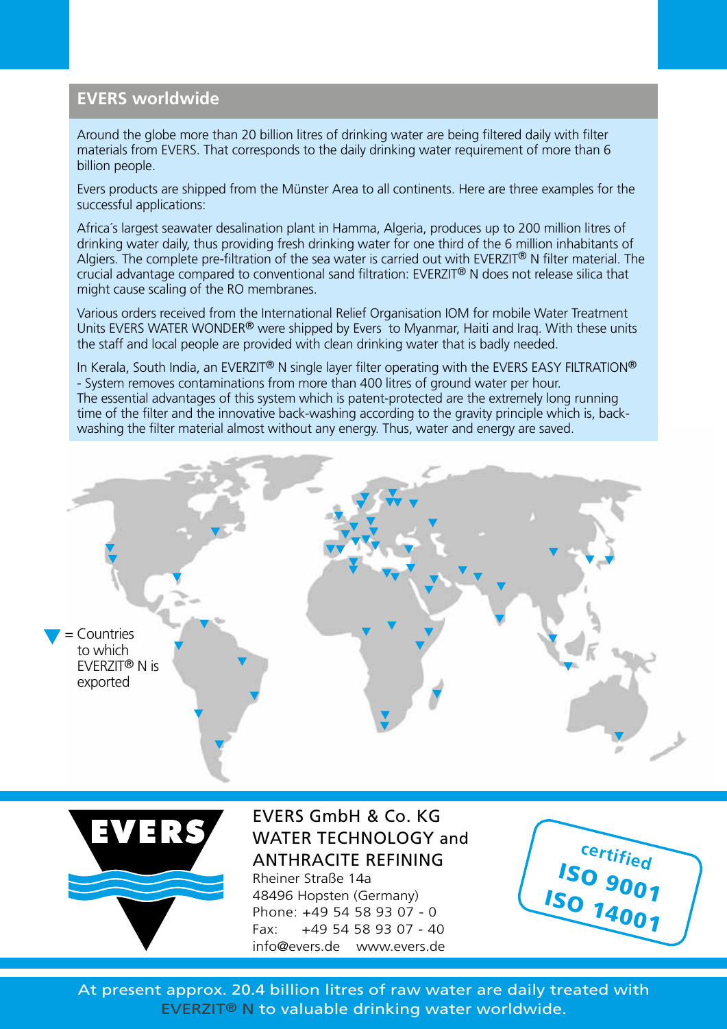## EVERS worldwide

Around the globe more than 20 billion litres of drinking water are being filtered daily with filter materials from EVERS. That corresponds to the daily drinking water requirement of more than 6 billion people.

Evers products are shipped from the Münster Area to all continents. Here are three examples for the successful applications:

Africa´s largest seawater desalination plant in Hamma, Algeria, produces up to 200 million litres of drinking water daily, thus providing fresh drinking water for one third of the 6 million inhabitants of Algiers. The complete pre-filtration of the sea water is carried out with EVERZIT® N filter material. The crucial advantage compared to conventional sand filtration: EVERZIT® N does not release silica that might cause scaling of the RO membranes.

Various orders received from the International Relief Organisation IOM for mobile Water Treatment Units EVERS WATER WONDER® were shipped by Evers to Myanmar, Haiti and Iraq. With these units the staff and local people are provided with clean drinking water that is badly needed.

In Kerala, South India, an EVERZIT® N single layer filter operating with the EVERS EASY FILTRATION® - System removes contaminations from more than 400 litres of ground water per hour.
The essential advantages of this system which is patent-protected are the extremely long running time of the filter and the innovative back-washing according to the gravity principle which is, back-washing the filter material almost without any energy. Thus, water and energy are saved.

▼ = Countries to which EVERZIT® N is exported

EVERS

EVERS GmbH & Co. KG
WATER TECHNOLOGY and
ANTHRACITE REFINING
Rheiner Straße 14a
48496 Hopsten (Germany)
Phone: +49 54 58 93 07 - 0
Fax: +49 54 58 93 07 - 40
info@evers.de www.evers.de

certified
ISO 9001
ISO 14001

At present approx. 20.4 billion litres of raw water are daily treated with EVERZIT® N to valuable drinking water worldwide.